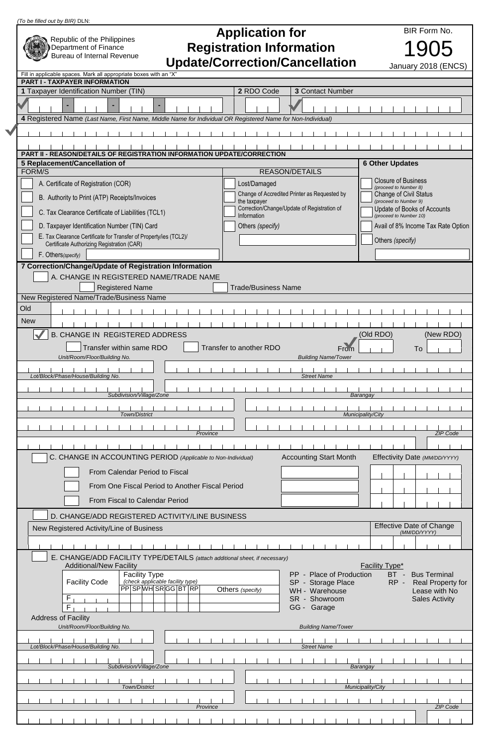(To be filled out by BIR) DLN:

Republic of the Philippines
Department of Finance
Bureau of Internal Revenue

# Application for Registration Information Update/Correction/Cancellation

BIR Form No. **1905**
January 2018 (ENCS)

Fill in applicable spaces. Mark all appropriate boxes with an "X"

## PART I - TAXPAYER INFORMATION

**1** Taxpayer Identification Number (TIN) ✓ ___ - ___ - ___ - ___

**2** RDO Code

**3** Contact Number ✓

**4** Registered Name *(Last Name, First Name, Middle Name for Individual OR Registered Name for Non-Individual)* ✓

## PART II - REASON/DETAILS OF REGISTRATION INFORMATION UPDATE/CORRECTION

**5 Replacement/Cancellation of**

| FORM/S | REASON/DETAILS |
|---|---|
| ☐ A. Certificate of Registration (COR) | ☐ Lost/Damaged |
| ☐ B. Authority to Print (ATP) Receipts/Invoices | ☐ Change of Accredited Printer as Requested by the taxpayer |
| ☐ C. Tax Clearance Certificate of Liabilities (TCL1) | ☐ Correction/Change/Update of Registration of Information |
| ☐ D. Taxpayer Identification Number (TIN) Card | ☐ Others *(specify)* |
| ☐ E. Tax Clearance Certificate for Transfer of Property/ies (TCL2)/ Certificate Authorizing Registration (CAR) | |
| ☐ F. Others *(specify)* | |

**6 Other Updates**

- ☐ Closure of Business *(proceed to Number 8)*
- ☐ Change of Civil Status *(proceed to Number 9)*
- ☐ Update of Books of Accounts *(proceed to Number 10)*
- ☐ Avail of 8% Income Tax Rate Option
- ☐ Others *(specify)*

**7 Correction/Change/Update of Registration Information**

☐ A. CHANGE IN REGISTERED NAME/TRADE NAME

☐ Registered Name ☐ Trade/Business Name

New Registered Name/Trade/Business Name

Old

New

☑ B. CHANGE IN REGISTERED ADDRESS

☐ Transfer within same RDO ☐ Transfer to another RDO From ✓ (Old RDO) To (New RDO)

| Unit/Room/Floor/Building No. | Building Name/Tower |
|---|---|
| | |
| Lot/Block/Phase/House/Building No. | Street Name |
| | |
| Subdivision/Village/Zone | Barangay |
| | |
| Town/District | Municipality/City |
| | |
| Province | ZIP Code |
| | |

☐ C. CHANGE IN ACCOUNTING PERIOD *(Applicable to Non-Individual)*

| | Accounting Start Month | Effectivity Date *(MM/DD/YYYY)* |
|---|---|---|
| ☐ From Calendar Period to Fiscal | | |
| ☐ From One Fiscal Period to Another Fiscal Period | | |
| ☐ From Fiscal to Calendar Period | | |

☐ D. CHANGE/ADD REGISTERED ACTIVITY/LINE BUSINESS

| New Registered Activity/Line of Business | Effective Date of Change *(MM/DD/YYYY)* |
|---|---|
| | |

☐ E. CHANGE/ADD FACILITY TYPE/DETAILS *(attach additional sheet, if necessary)*

Additional/New Facility

| Facility Code | PP | SP | WH | SR | GG | BT | RP | Others *(specify)* |
|---|---|---|---|---|---|---|---|---|
| F | | | | | | | | |
| F | | | | | | | | |

Facility Type *(check applicable facility type)*

Facility Type*
- PP - Place of Production
- SP - Storage Place
- WH - Warehouse
- SR - Showroom
- GG - Garage
- BT - Bus Terminal
- RP - Real Property for Lease with No Sales Activity

Address of Facility

| Unit/Room/Floor/Building No. | Building Name/Tower |
|---|---|
| | |
| Lot/Block/Phase/House/Building No. | Street Name |
| | |
| Subdivision/Village/Zone | Barangay |
| | |
| Town/District | Municipality/City |
| | |
| Province | ZIP Code |
| | |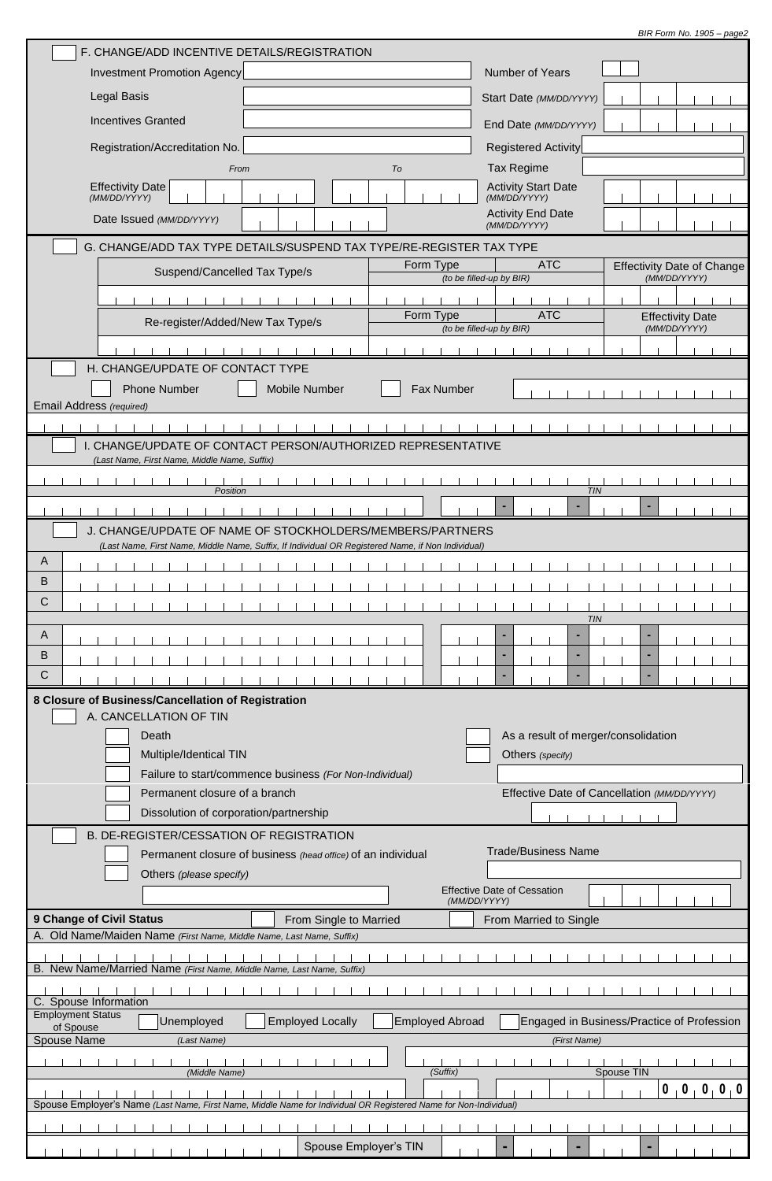BIR Form No. 1905 – page2

### F. CHANGE/ADD INCENTIVE DETAILS/REGISTRATION

Investment Promotion Agency

Number of Years

Legal Basis

Start Date *(MM/DD/YYYY)*

Incentives Granted

End Date *(MM/DD/YYYY)*

Registration/Accreditation No.

Registered Activity

Tax Regime

Effectivity Date *(MM/DD/YYYY)* — *From* / *To*

Activity Start Date *(MM/DD/YYYY)*

Date Issued *(MM/DD/YYYY)*

Activity End Date *(MM/DD/YYYY)*

### G. CHANGE/ADD TAX TYPE DETAILS/SUSPEND TAX TYPE/RE-REGISTER TAX TYPE

| Suspend/Cancelled Tax Type/s | Form Type *(to be filled-up by BIR)* | ATC | Effectivity Date of Change *(MM/DD/YYYY)* |
|---|---|---|---|
| | | | |

| Re-register/Added/New Tax Type/s | Form Type *(to be filled-up by BIR)* | ATC | Effectivity Date *(MM/DD/YYYY)* |
|---|---|---|---|
| | | | |

### H. CHANGE/UPDATE OF CONTACT TYPE

Phone Number | Mobile Number | Fax Number

Email Address *(required)*

### I. CHANGE/UPDATE OF CONTACT PERSON/AUTHORIZED REPRESENTATIVE

*(Last Name, First Name, Middle Name, Suffix)*

*Position*

*TIN*

### J. CHANGE/UPDATE OF NAME OF STOCKHOLDERS/MEMBERS/PARTNERS

*(Last Name, First Name, Middle Name, Suffix, If Individual OR Registered Name, if Non Individual)*

A

B

C

| | | *TIN* |
|---|---|---|
| A | | - - - |
| B | | - - - |
| C | | - - - |

**8 Closure of Business/Cancellation of Registration**

### A. CANCELLATION OF TIN

- Death
- Multiple/Identical TIN
- Failure to start/commence business *(For Non-Individual)*
- Permanent closure of a branch
- Dissolution of corporation/partnership
- As a result of merger/consolidation
- Others *(specify)*

Effective Date of Cancellation *(MM/DD/YYYY)*

### B. DE-REGISTER/CESSATION OF REGISTRATION

- Permanent closure of business *(head office)* of an individual
- Others *(please specify)*

Trade/Business Name

Effective Date of Cessation *(MM/DD/YYYY)*

**9 Change of Civil Status** From Single to Married | From Married to Single

A. Old Name/Maiden Name *(First Name, Middle Name, Last Name, Suffix)*

B. New Name/Married Name *(First Name, Middle Name, Last Name, Suffix)*

C. Spouse Information

Employment Status of Spouse: Unemployed | Employed Locally | Employed Abroad | Engaged in Business/Practice of Profession

Spouse Name *(Last Name)* *(First Name)*

*(Middle Name)* *(Suffix)* Spouse TIN 0 0 0 0 0

Spouse Employer's Name *(Last Name, First Name, Middle Name for Individual OR Registered Name for Non-Individual)*

Spouse Employer's TIN - - -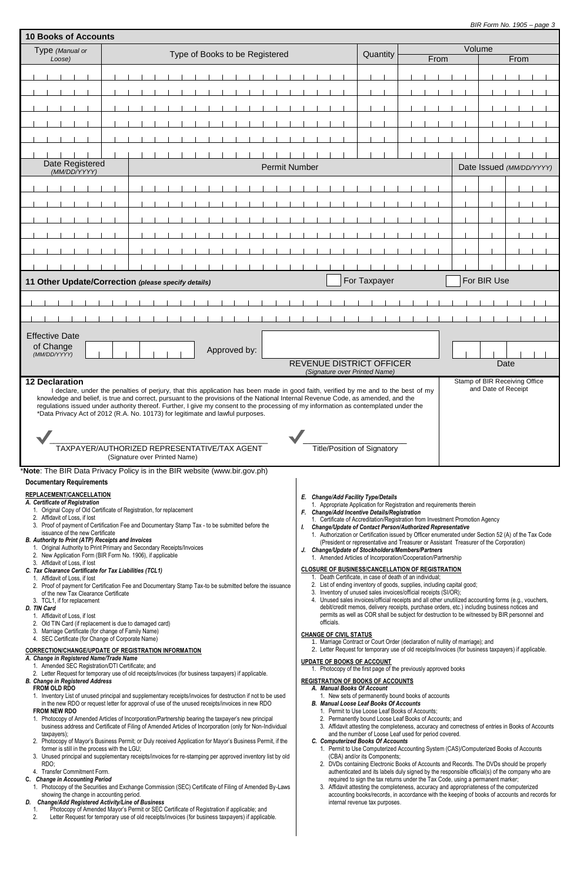## 10 Books of Accounts

| Type *(Manual or Loose)* | Type of Books to be Registered | Quantity | Volume From | Volume From |
|---|---|---|---|---|
| | | | | |
| | | | | |
| | | | | |
| | | | | |
| | | | | |
| | | | | |

| Date Registered *(MM/DD/YYYY)* | Permit Number | Date Issued *(MM/DD/YYYY)* |
|---|---|---|
| | | |
| | | |
| | | |
| | | |
| | | |
| | | |

## 11 Other Update/Correction *(please specify details)*

☐ For Taxpayer ☐ For BIR Use

Effective Date of Change *(MM/DD/YYYY)*

Approved by:

REVENUE DISTRICT OFFICER
*(Signature over Printed Name)*

Date

## 12 Declaration

I declare, under the penalties of perjury, that this application has been made in good faith, verified by me and to the best of my knowledge and belief, is true and correct, pursuant to the provisions of the National Internal Revenue Code, as amended, and the regulations issued under authority thereof. Further, I give my consent to the processing of my information as contemplated under the *Data Privacy Act of 2012 (R.A. No. 10173) for legitimate and lawful purposes.

Stamp of BIR Receiving Office and Date of Receipt

TAXPAYER/AUTHORIZED REPRESENTATIVE/TAX AGENT
(Signature over Printed Name)

Title/Position of Signatory

*__Note__: The BIR Data Privacy Policy is in the BIR website (www.bir.gov.ph)

### Documentary Requirements

**REPLACEMENT/CANCELLATION**

***A. Certificate of Registration***
1. Original Copy of Old Certificate of Registration, for replacement
2. Affidavit of Loss, if lost
3. Proof of payment of Certification Fee and Documentary Stamp Tax - to be submitted before the issuance of the new Certificate

***B. Authority to Print (ATP) Receipts and Invoices***
1. Original Authority to Print Primary and Secondary Receipts/Invoices
2. New Application Form (BIR Form No. 1906), if applicable
3. Affidavit of Loss, if lost

***C. Tax Clearance Certificate for Tax Liabilities (TCL1)***
1. Affidavit of Loss, if lost
2. Proof of payment for Certification Fee and Documentary Stamp Tax-to be submitted before the issuance of the new Tax Clearance Certificate
3. TCL1, if for replacement

***D. TIN Card***
1. Affidavit of Loss, if lost
2. Old TIN Card (if replacement is due to damaged card)
3. Marriage Certificate (for change of Family Name)
4. SEC Certificate (for Change of Corporate Name)

**CORRECTION/CHANGE/UPDATE OF REGISTRATION INFORMATION**

***A. Change in Registered Name/Trade Name***
1. Amended SEC Registration/DTI Certificate; and
2. Letter Request for temporary use of old receipts/invoices (for business taxpayers) if applicable.

***B. Change in Registered Address***

**FROM OLD RDO**
1. Inventory List of unused principal and supplementary receipts/invoices for destruction if not to be used in the new RDO or request letter for approval of use of the unused receipts/invoices in new RDO

**FROM NEW RDO**
1. Photocopy of Amended Articles of Incorporation/Partnership bearing the taxpayer's new principal business address and Certificate of Filing of Amended Articles of Incorporation (only for Non-Individual taxpayers);
2. Photocopy of Mayor's Business Permit; or Duly received Application for Mayor's Business Permit, if the former is still in the process with the LGU;
3. Unused principal and supplementary receipts/invoices for re-stamping per approved inventory list by old RDO;
4. Transfer Commitment Form.

***C. Change in Accounting Period***
1. Photocopy of the Securities and Exchange Commission (SEC) Certificate of Filing of Amended By-Laws showing the change in accounting period.

***D. Change/Add Registered Activity/Line of Business***
1. Photocopy of Amended Mayor's Permit or SEC Certificate of Registration if applicable; and
2. Letter Request for temporary use of old receipts/invoices (for business taxpayers) if applicable.

***E. Change/Add Facility Type/Details***
1. Appropriate Application for Registration and requirements therein

***F. Change/Add Incentive Details/Registration***
1. Certificate of Accreditation/Registration from Investment Promotion Agency

***I. Change/Update of Contact Person/Authorized Representative***
1. Authorization or Certification issued by Officer enumerated under Section 52 (A) of the Tax Code (President or representative and Treasurer or Assistant Treasurer of the Corporation)

***J. Change/Update of Stockholders/Members/Partners***
1. Amended Articles of Incorporation/Cooperation/Partnership

**CLOSURE OF BUSINESS/CANCELLATION OF REGISTRATION**
1. Death Certificate, in case of death of an individual;
2. List of ending inventory of goods, supplies, including capital good;
3. Inventory of unused sales invoices/official receipts (SI/OR);
4. Unused sales invoices/official receipts and all other unutilized accounting forms (e.g., vouchers, debit/credit memos, delivery receipts, purchase orders, etc.) including business notices and permits as well as COR shall be subject for destruction to be witnessed by BIR personnel and officials.

**CHANGE OF CIVIL STATUS**
1. Marriage Contract or Court Order (declaration of nullity of marriage); and
2. Letter Request for temporary use of old receipts/invoices (for business taxpayers) if applicable.

**UPDATE OF BOOKS OF ACCOUNT**
1. Photocopy of the first page of the previously approved books

**REGISTRATION OF BOOKS OF ACCOUNTS**

***A. Manual Books Of Account***
1. New sets of permanently bound books of accounts

***B. Manual Loose Leaf Books Of Accounts***
1. Permit to Use Loose Leaf Books of Accounts;
2. Permanently bound Loose Leaf Books of Accounts; and
3. Affidavit attesting the completeness, accuracy and correctness of entries in Books of Accounts and the number of Loose Leaf used for period covered.

***C. Computerized Books Of Accounts***
1. Permit to Use Computerized Accounting System (CAS)/Computerized Books of Accounts (CBA) and/or its Components;
2. DVDs containing Electronic Books of Accounts and Records. The DVDs should be properly authenticated and its labels duly signed by the responsible official(s) of the company who are required to sign the tax returns under the Tax Code, using a permanent marker;
3. Affidavit attesting the completeness, accuracy and appropriateness of the computerized accounting books/records, in accordance with the keeping of books of accounts and records for internal revenue tax purposes.